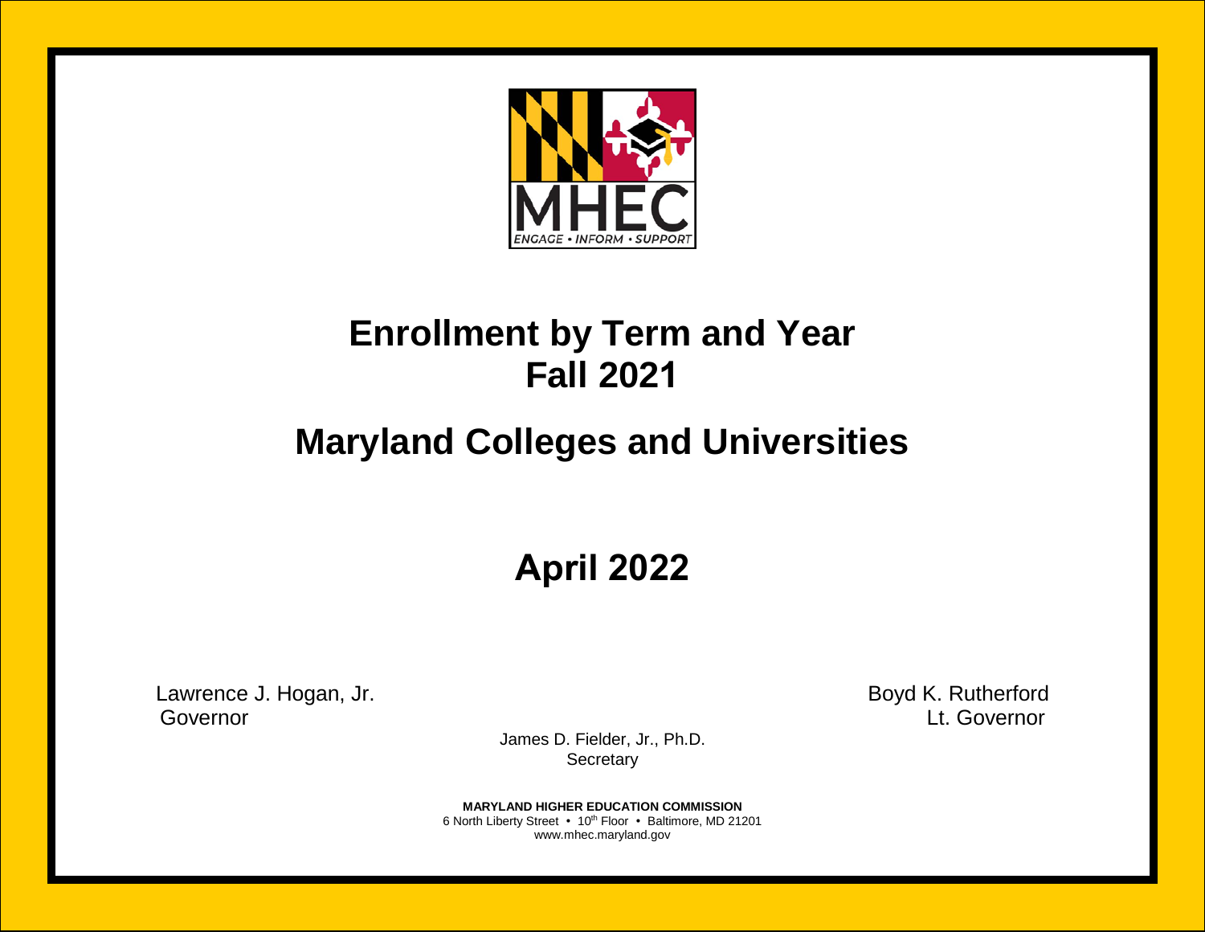MHEC

ENGAGE • INFORM • SUPPORT

# Enrollment by Term and Year
# Fall 2021

## Maryland Colleges and Universities

## April 2022

Lawrence J. Hogan, Jr.
Governor

Boyd K. Rutherford
Lt. Governor

James D. Fielder, Jr., Ph.D.
Secretary

**MARYLAND HIGHER EDUCATION COMMISSION**
6 North Liberty Street • 10th Floor • Baltimore, MD 21201
www.mhec.maryland.gov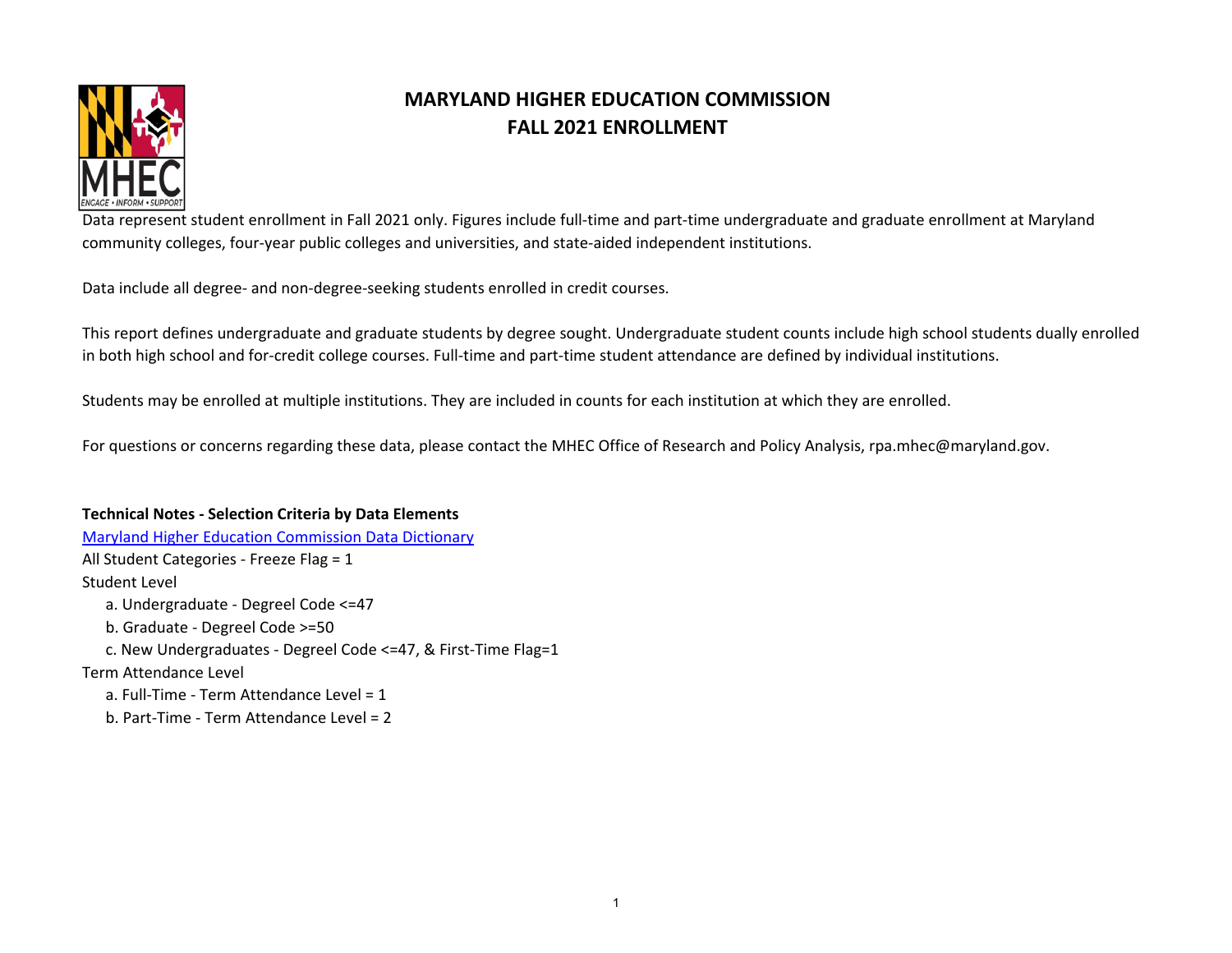# MARYLAND HIGHER EDUCATION COMMISSION
# FALL 2021 ENROLLMENT

Data represent student enrollment in Fall 2021 only. Figures include full-time and part-time undergraduate and graduate enrollment at Maryland community colleges, four-year public colleges and universities, and state-aided independent institutions.

Data include all degree- and non-degree-seeking students enrolled in credit courses.

This report defines undergraduate and graduate students by degree sought. Undergraduate student counts include high school students dually enrolled in both high school and for-credit college courses. Full-time and part-time student attendance are defined by individual institutions.

Students may be enrolled at multiple institutions. They are included in counts for each institution at which they are enrolled.

For questions or concerns regarding these data, please contact the MHEC Office of Research and Policy Analysis, rpa.mhec@maryland.gov.

**Technical Notes - Selection Criteria by Data Elements**

Maryland Higher Education Commission Data Dictionary

All Student Categories - Freeze Flag = 1

Student Level

- a. Undergraduate - Degreel Code <=47
- b. Graduate - Degreel Code >=50
- c. New Undergraduates - Degreel Code <=47, & First-Time Flag=1

Term Attendance Level

- a. Full-Time - Term Attendance Level = 1
- b. Part-Time - Term Attendance Level = 2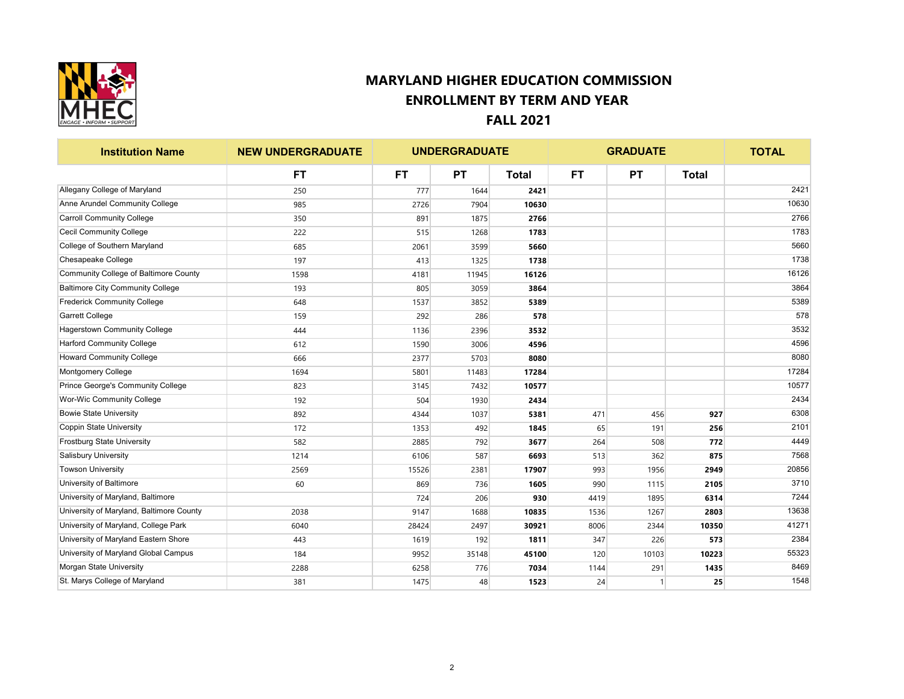# MARYLAND HIGHER EDUCATION COMMISSION
## ENROLLMENT BY TERM AND YEAR
## FALL 2021

| Institution Name | NEW UNDERGRADUATE | UNDERGRADUATE | | | GRADUATE | | | TOTAL |
|---|---|---|---|---|---|---|---|---|
| | FT | FT | PT | Total | FT | PT | Total | |
| Allegany College of Maryland | 250 | 777 | 1644 | **2421** | | | | 2421 |
| Anne Arundel Community College | 985 | 2726 | 7904 | **10630** | | | | 10630 |
| Carroll Community College | 350 | 891 | 1875 | **2766** | | | | 2766 |
| Cecil Community College | 222 | 515 | 1268 | **1783** | | | | 1783 |
| College of Southern Maryland | 685 | 2061 | 3599 | **5660** | | | | 5660 |
| Chesapeake College | 197 | 413 | 1325 | **1738** | | | | 1738 |
| Community College of Baltimore County | 1598 | 4181 | 11945 | **16126** | | | | 16126 |
| Baltimore City Community College | 193 | 805 | 3059 | **3864** | | | | 3864 |
| Frederick Community College | 648 | 1537 | 3852 | **5389** | | | | 5389 |
| Garrett College | 159 | 292 | 286 | **578** | | | | 578 |
| Hagerstown Community College | 444 | 1136 | 2396 | **3532** | | | | 3532 |
| Harford Community College | 612 | 1590 | 3006 | **4596** | | | | 4596 |
| Howard Community College | 666 | 2377 | 5703 | **8080** | | | | 8080 |
| Montgomery College | 1694 | 5801 | 11483 | **17284** | | | | 17284 |
| Prince George's Community College | 823 | 3145 | 7432 | **10577** | | | | 10577 |
| Wor-Wic Community College | 192 | 504 | 1930 | **2434** | | | | 2434 |
| Bowie State University | 892 | 4344 | 1037 | **5381** | 471 | 456 | **927** | 6308 |
| Coppin State University | 172 | 1353 | 492 | **1845** | 65 | 191 | **256** | 2101 |
| Frostburg State University | 582 | 2885 | 792 | **3677** | 264 | 508 | **772** | 4449 |
| Salisbury University | 1214 | 6106 | 587 | **6693** | 513 | 362 | **875** | 7568 |
| Towson University | 2569 | 15526 | 2381 | **17907** | 993 | 1956 | **2949** | 20856 |
| University of Baltimore | 60 | 869 | 736 | **1605** | 990 | 1115 | **2105** | 3710 |
| University of Maryland, Baltimore | | 724 | 206 | **930** | 4419 | 1895 | **6314** | 7244 |
| University of Maryland, Baltimore County | 2038 | 9147 | 1688 | **10835** | 1536 | 1267 | **2803** | 13638 |
| University of Maryland, College Park | 6040 | 28424 | 2497 | **30921** | 8006 | 2344 | **10350** | 41271 |
| University of Maryland Eastern Shore | 443 | 1619 | 192 | **1811** | 347 | 226 | **573** | 2384 |
| University of Maryland Global Campus | 184 | 9952 | 35148 | **45100** | 120 | 10103 | **10223** | 55323 |
| Morgan State University | 2288 | 6258 | 776 | **7034** | 1144 | 291 | **1435** | 8469 |
| St. Marys College of Maryland | 381 | 1475 | 48 | **1523** | 24 | 1 | **25** | 1548 |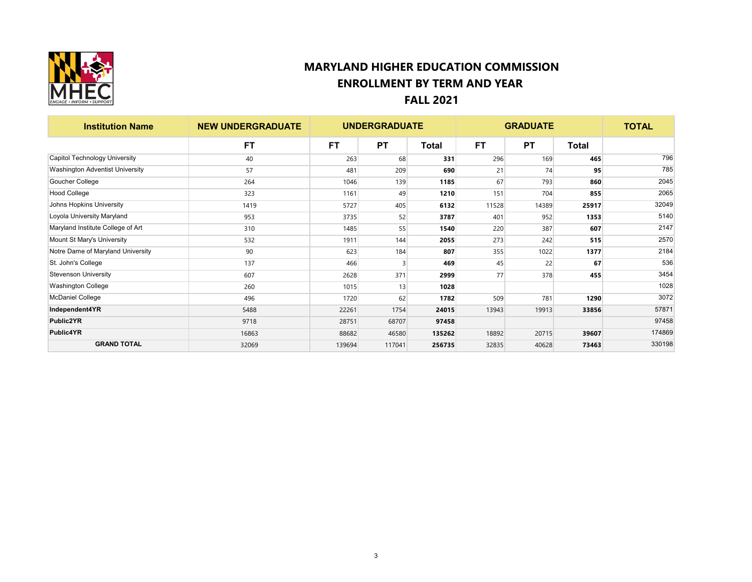# MARYLAND HIGHER EDUCATION COMMISSION
## ENROLLMENT BY TERM AND YEAR
## FALL 2021

| Institution Name | NEW UNDERGRADUATE | UNDERGRADUATE | | | GRADUATE | | | TOTAL |
|---|---|---|---|---|---|---|---|---|
| | FT | FT | PT | Total | FT | PT | Total | |
| Capitol Technology University | 40 | 263 | 68 | **331** | 296 | 169 | **465** | 796 |
| Washington Adventist University | 57 | 481 | 209 | **690** | 21 | 74 | **95** | 785 |
| Goucher College | 264 | 1046 | 139 | **1185** | 67 | 793 | **860** | 2045 |
| Hood College | 323 | 1161 | 49 | **1210** | 151 | 704 | **855** | 2065 |
| Johns Hopkins University | 1419 | 5727 | 405 | **6132** | 11528 | 14389 | **25917** | 32049 |
| Loyola University Maryland | 953 | 3735 | 52 | **3787** | 401 | 952 | **1353** | 5140 |
| Maryland Institute College of Art | 310 | 1485 | 55 | **1540** | 220 | 387 | **607** | 2147 |
| Mount St Mary's University | 532 | 1911 | 144 | **2055** | 273 | 242 | **515** | 2570 |
| Notre Dame of Maryland University | 90 | 623 | 184 | **807** | 355 | 1022 | **1377** | 2184 |
| St. John's College | 137 | 466 | 3 | **469** | 45 | 22 | **67** | 536 |
| Stevenson University | 607 | 2628 | 371 | **2999** | 77 | 378 | **455** | 3454 |
| Washington College | 260 | 1015 | 13 | **1028** | | | | 1028 |
| McDaniel College | 496 | 1720 | 62 | **1782** | 509 | 781 | **1290** | 3072 |
| **Independent4YR** | 5488 | 22261 | 1754 | **24015** | 13943 | 19913 | **33856** | 57871 |
| **Public2YR** | 9718 | 28751 | 68707 | **97458** | | | | 97458 |
| **Public4YR** | 16863 | 88682 | 46580 | **135262** | 18892 | 20715 | **39607** | 174869 |
| **GRAND TOTAL** | 32069 | 139694 | 117041 | **256735** | 32835 | 40628 | **73463** | 330198 |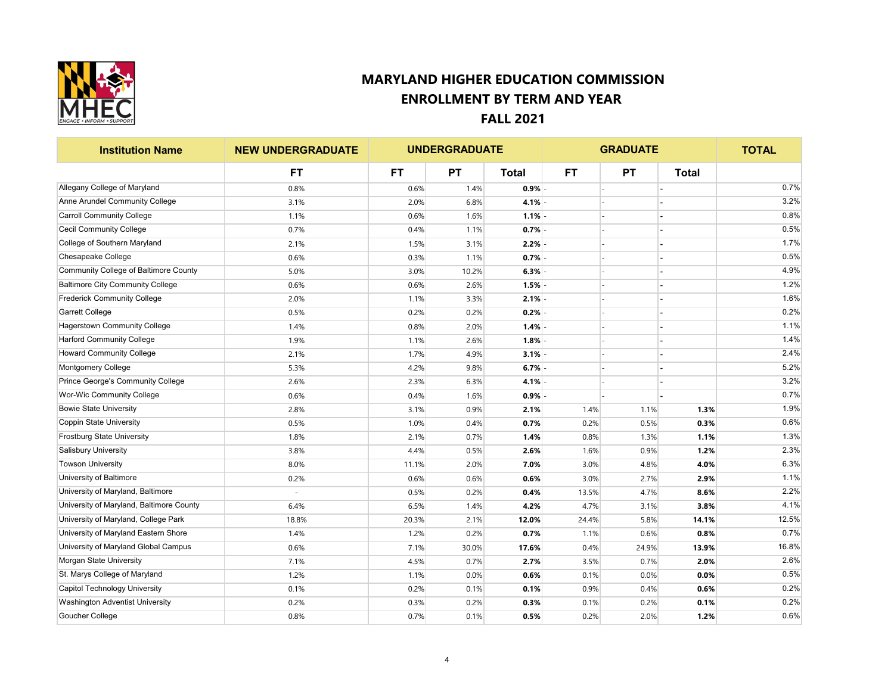# MARYLAND HIGHER EDUCATION COMMISSION

## ENROLLMENT BY TERM AND YEAR

## FALL 2021

| Institution Name | NEW UNDERGRADUATE | UNDERGRADUATE | | | GRADUATE | | | TOTAL |
|---|---|---|---|---|---|---|---|---|
| | FT | FT | PT | Total | FT | PT | Total | |
| Allegany College of Maryland | 0.8% | 0.6% | 1.4% | **0.9%** | - | - | **-** | 0.7% |
| Anne Arundel Community College | 3.1% | 2.0% | 6.8% | **4.1%** | - | - | **-** | 3.2% |
| Carroll Community College | 1.1% | 0.6% | 1.6% | **1.1%** | - | - | **-** | 0.8% |
| Cecil Community College | 0.7% | 0.4% | 1.1% | **0.7%** | - | - | **-** | 0.5% |
| College of Southern Maryland | 2.1% | 1.5% | 3.1% | **2.2%** | - | - | **-** | 1.7% |
| Chesapeake College | 0.6% | 0.3% | 1.1% | **0.7%** | - | - | **-** | 0.5% |
| Community College of Baltimore County | 5.0% | 3.0% | 10.2% | **6.3%** | - | - | **-** | 4.9% |
| Baltimore City Community College | 0.6% | 0.6% | 2.6% | **1.5%** | - | - | **-** | 1.2% |
| Frederick Community College | 2.0% | 1.1% | 3.3% | **2.1%** | - | - | **-** | 1.6% |
| Garrett College | 0.5% | 0.2% | 0.2% | **0.2%** | - | - | **-** | 0.2% |
| Hagerstown Community College | 1.4% | 0.8% | 2.0% | **1.4%** | - | - | **-** | 1.1% |
| Harford Community College | 1.9% | 1.1% | 2.6% | **1.8%** | - | - | **-** | 1.4% |
| Howard Community College | 2.1% | 1.7% | 4.9% | **3.1%** | - | - | **-** | 2.4% |
| Montgomery College | 5.3% | 4.2% | 9.8% | **6.7%** | - | - | **-** | 5.2% |
| Prince George's Community College | 2.6% | 2.3% | 6.3% | **4.1%** | - | - | **-** | 3.2% |
| Wor-Wic Community College | 0.6% | 0.4% | 1.6% | **0.9%** | - | - | **-** | 0.7% |
| Bowie State University | 2.8% | 3.1% | 0.9% | **2.1%** | 1.4% | 1.1% | **1.3%** | 1.9% |
| Coppin State University | 0.5% | 1.0% | 0.4% | **0.7%** | 0.2% | 0.5% | **0.3%** | 0.6% |
| Frostburg State University | 1.8% | 2.1% | 0.7% | **1.4%** | 0.8% | 1.3% | **1.1%** | 1.3% |
| Salisbury University | 3.8% | 4.4% | 0.5% | **2.6%** | 1.6% | 0.9% | **1.2%** | 2.3% |
| Towson University | 8.0% | 11.1% | 2.0% | **7.0%** | 3.0% | 4.8% | **4.0%** | 6.3% |
| University of Baltimore | 0.2% | 0.6% | 0.6% | **0.6%** | 3.0% | 2.7% | **2.9%** | 1.1% |
| University of Maryland, Baltimore | - | 0.5% | 0.2% | **0.4%** | 13.5% | 4.7% | **8.6%** | 2.2% |
| University of Maryland, Baltimore County | 6.4% | 6.5% | 1.4% | **4.2%** | 4.7% | 3.1% | **3.8%** | 4.1% |
| University of Maryland, College Park | 18.8% | 20.3% | 2.1% | **12.0%** | 24.4% | 5.8% | **14.1%** | 12.5% |
| University of Maryland Eastern Shore | 1.4% | 1.2% | 0.2% | **0.7%** | 1.1% | 0.6% | **0.8%** | 0.7% |
| University of Maryland Global Campus | 0.6% | 7.1% | 30.0% | **17.6%** | 0.4% | 24.9% | **13.9%** | 16.8% |
| Morgan State University | 7.1% | 4.5% | 0.7% | **2.7%** | 3.5% | 0.7% | **2.0%** | 2.6% |
| St. Marys College of Maryland | 1.2% | 1.1% | 0.0% | **0.6%** | 0.1% | 0.0% | **0.0%** | 0.5% |
| Capitol Technology University | 0.1% | 0.2% | 0.1% | **0.1%** | 0.9% | 0.4% | **0.6%** | 0.2% |
| Washington Adventist University | 0.2% | 0.3% | 0.2% | **0.3%** | 0.1% | 0.2% | **0.1%** | 0.2% |
| Goucher College | 0.8% | 0.7% | 0.1% | **0.5%** | 0.2% | 2.0% | **1.2%** | 0.6% |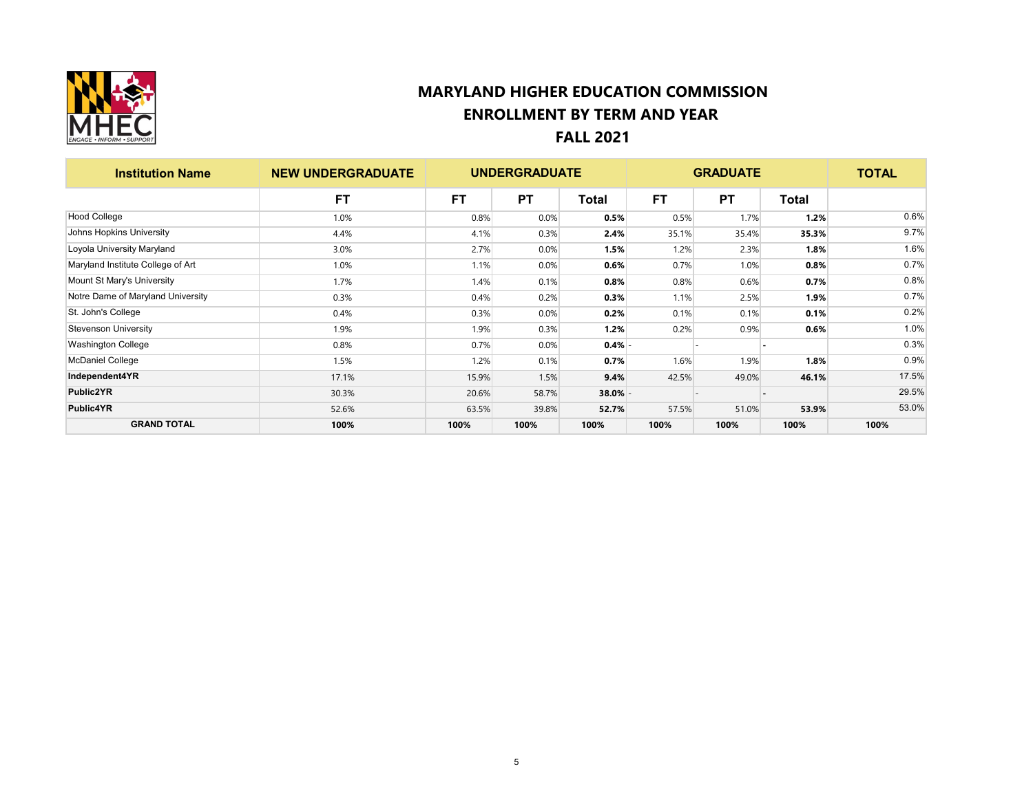# MARYLAND HIGHER EDUCATION COMMISSION
## ENROLLMENT BY TERM AND YEAR
## FALL 2021

| Institution Name | NEW UNDERGRADUATE | UNDERGRADUATE | | | GRADUATE | | | TOTAL |
|---|---|---|---|---|---|---|---|---|
| | FT | FT | PT | Total | FT | PT | Total | |
| Hood College | 1.0% | 0.8% | 0.0% | **0.5%** | 0.5% | 1.7% | **1.2%** | 0.6% |
| Johns Hopkins University | 4.4% | 4.1% | 0.3% | **2.4%** | 35.1% | 35.4% | **35.3%** | 9.7% |
| Loyola University Maryland | 3.0% | 2.7% | 0.0% | **1.5%** | 1.2% | 2.3% | **1.8%** | 1.6% |
| Maryland Institute College of Art | 1.0% | 1.1% | 0.0% | **0.6%** | 0.7% | 1.0% | **0.8%** | 0.7% |
| Mount St Mary's University | 1.7% | 1.4% | 0.1% | **0.8%** | 0.8% | 0.6% | **0.7%** | 0.8% |
| Notre Dame of Maryland University | 0.3% | 0.4% | 0.2% | **0.3%** | 1.1% | 2.5% | **1.9%** | 0.7% |
| St. John's College | 0.4% | 0.3% | 0.0% | **0.2%** | 0.1% | 0.1% | **0.1%** | 0.2% |
| Stevenson University | 1.9% | 1.9% | 0.3% | **1.2%** | 0.2% | 0.9% | **0.6%** | 1.0% |
| Washington College | 0.8% | 0.7% | 0.0% | **0.4%** | - | - | **-** | 0.3% |
| McDaniel College | 1.5% | 1.2% | 0.1% | **0.7%** | 1.6% | 1.9% | **1.8%** | 0.9% |
| **Independent4YR** | 17.1% | 15.9% | 1.5% | **9.4%** | 42.5% | 49.0% | **46.1%** | 17.5% |
| **Public2YR** | 30.3% | 20.6% | 58.7% | **38.0%** | - | - | **-** | 29.5% |
| **Public4YR** | 52.6% | 63.5% | 39.8% | **52.7%** | 57.5% | 51.0% | **53.9%** | 53.0% |
| **GRAND TOTAL** | **100%** | **100%** | **100%** | **100%** | **100%** | **100%** | **100%** | **100%** |